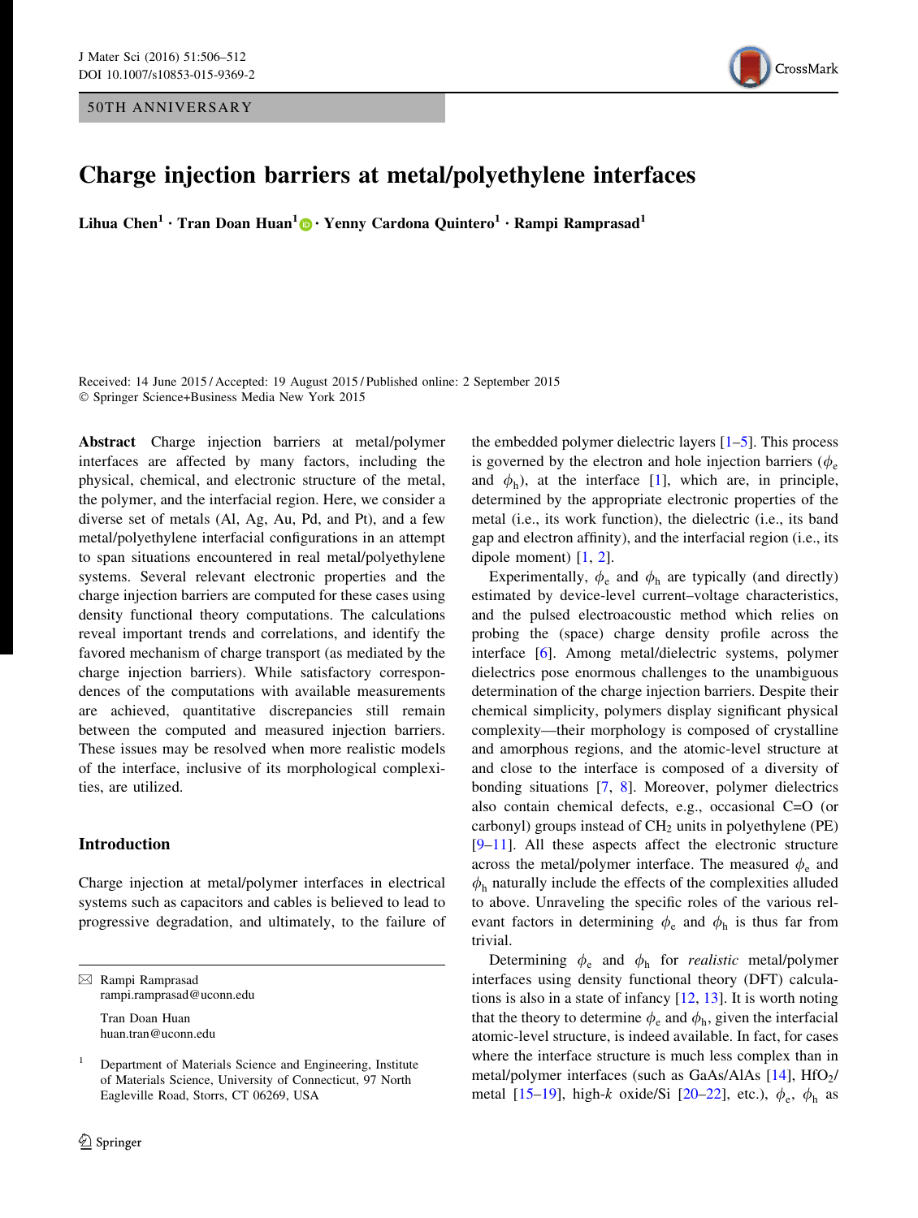50TH ANNIVERSARY

# Charge injection barriers at metal/polyethylene interfaces

**Lihua Chen[1] · Tran Doan Huan[1] · Yenny Cardona Quintero[1] · Rampi Ramprasad[1]**

Received: 14 June 2015 / Accepted: 19 August 2015 / Published online: 2 September 2015
© Springer Science+Business Media New York 2015

**Abstract** Charge injection barriers at metal/polymer interfaces are affected by many factors, including the physical, chemical, and electronic structure of the metal, the polymer, and the interfacial region. Here, we consider a diverse set of metals (Al, Ag, Au, Pd, and Pt), and a few metal/polyethylene interfacial configurations in an attempt to span situations encountered in real metal/polyethylene systems. Several relevant electronic properties and the charge injection barriers are computed for these cases using density functional theory computations. The calculations reveal important trends and correlations, and identify the favored mechanism of charge transport (as mediated by the charge injection barriers). While satisfactory correspondences of the computations with available measurements are achieved, quantitative discrepancies still remain between the computed and measured injection barriers. These issues may be resolved when more realistic models of the interface, inclusive of its morphological complexities, are utilized.

## Introduction

Charge injection at metal/polymer interfaces in electrical systems such as capacitors and cables is believed to lead to progressive degradation, and ultimately, to the failure of the embedded polymer dielectric layers [1–5]. This process is governed by the electron and hole injection barriers ($\phi_e$ and $\phi_h$), at the interface [1], which are, in principle, determined by the appropriate electronic properties of the metal (i.e., its work function), the dielectric (i.e., its band gap and electron affinity), and the interfacial region (i.e., its dipole moment) [1, 2].

Experimentally, $\phi_e$ and $\phi_h$ are typically (and directly) estimated by device-level current–voltage characteristics, and the pulsed electroacoustic method which relies on probing the (space) charge density profile across the interface [6]. Among metal/dielectric systems, polymer dielectrics pose enormous challenges to the unambiguous determination of the charge injection barriers. Despite their chemical simplicity, polymers display significant physical complexity—their morphology is composed of crystalline and amorphous regions, and the atomic-level structure at and close to the interface is composed of a diversity of bonding situations [7, 8]. Moreover, polymer dielectrics also contain chemical defects, e.g., occasional C=O (or carbonyl) groups instead of $CH_2$ units in polyethylene (PE) [9–11]. All these aspects affect the electronic structure across the metal/polymer interface. The measured $\phi_e$ and $\phi_h$ naturally include the effects of the complexities alluded to above. Unraveling the specific roles of the various relevant factors in determining $\phi_e$ and $\phi_h$ is thus far from trivial.

Determining $\phi_e$ and $\phi_h$ for *realistic* metal/polymer interfaces using density functional theory (DFT) calculations is also in a state of infancy [12, 13]. It is worth noting that the theory to determine $\phi_e$ and $\phi_h$, given the interfacial atomic-level structure, is indeed available. In fact, for cases where the interface structure is much less complex than in metal/polymer interfaces (such as GaAs/AlAs [14], $HfO_2$/metal [15–19], high-*k* oxide/Si [20–22], etc.), $\phi_e$, $\phi_h$ as

✉ Rampi Ramprasad
rampi.ramprasad@uconn.edu

Tran Doan Huan
huan.tran@uconn.edu

[1] Department of Materials Science and Engineering, Institute of Materials Science, University of Connecticut, 97 North Eagleville Road, Storrs, CT 06269, USA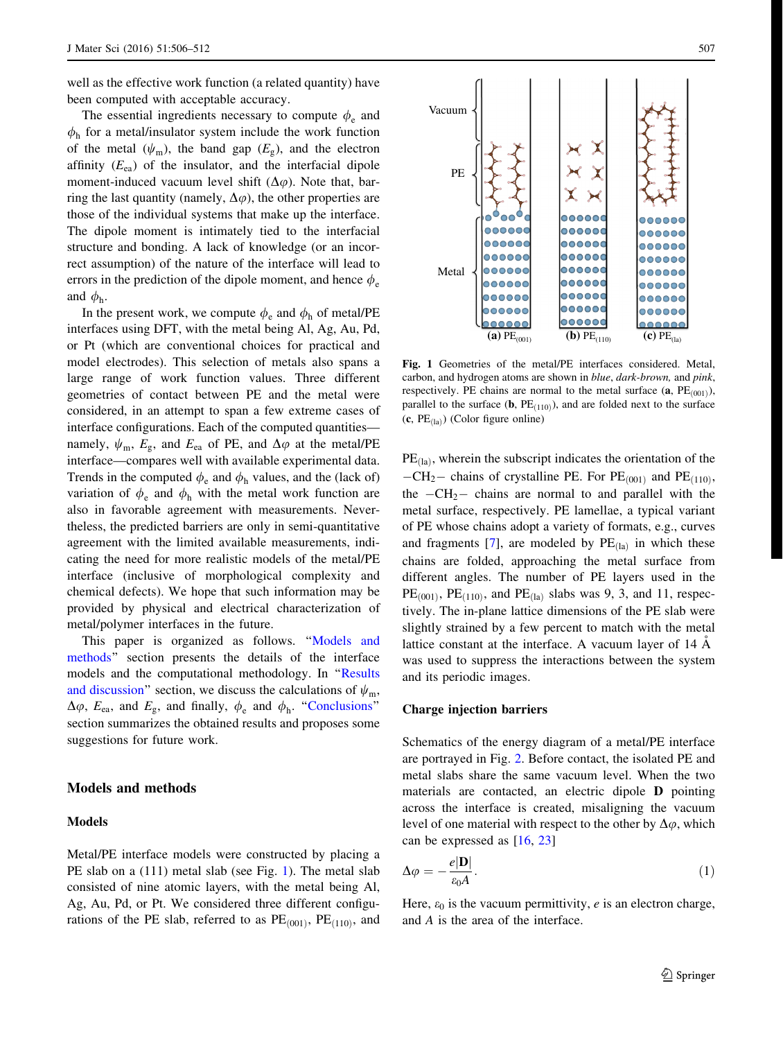well as the effective work function (a related quantity) have been computed with acceptable accuracy.

The essential ingredients necessary to compute $\phi_e$ and $\phi_h$ for a metal/insulator system include the work function of the metal ($\psi_m$), the band gap ($E_g$), and the electron affinity ($E_{ea}$) of the insulator, and the interfacial dipole moment-induced vacuum level shift ($\Delta\varphi$). Note that, barring the last quantity (namely, $\Delta\varphi$), the other properties are those of the individual systems that make up the interface. The dipole moment is intimately tied to the interfacial structure and bonding. A lack of knowledge (or an incorrect assumption) of the nature of the interface will lead to errors in the prediction of the dipole moment, and hence $\phi_e$ and $\phi_h$.

In the present work, we compute $\phi_e$ and $\phi_h$ of metal/PE interfaces using DFT, with the metal being Al, Ag, Au, Pd, or Pt (which are conventional choices for practical and model electrodes). This selection of metals also spans a large range of work function values. Three different geometries of contact between PE and the metal were considered, in an attempt to span a few extreme cases of interface configurations. Each of the computed quantities—namely, $\psi_m$, $E_g$, and $E_{ea}$ of PE, and $\Delta\varphi$ at the metal/PE interface—compares well with available experimental data. Trends in the computed $\phi_e$ and $\phi_h$ values, and the (lack of) variation of $\phi_e$ and $\phi_h$ with the metal work function are also in favorable agreement with measurements. Nevertheless, the predicted barriers are only in semi-quantitative agreement with the limited available measurements, indicating the need for more realistic models of the metal/PE interface (inclusive of morphological complexity and chemical defects). We hope that such information may be provided by physical and electrical characterization of metal/polymer interfaces in the future.

This paper is organized as follows. "Models and methods" section presents the details of the interface models and the computational methodology. In "Results and discussion" section, we discuss the calculations of $\psi_m$, $\Delta\varphi$, $E_{ea}$, and $E_g$, and finally, $\phi_e$ and $\phi_h$. "Conclusions" section summarizes the obtained results and proposes some suggestions for future work.

## Models and methods

### Models

Metal/PE interface models were constructed by placing a PE slab on a (111) metal slab (see Fig. 1). The metal slab consisted of nine atomic layers, with the metal being Al, Ag, Au, Pd, or Pt. We considered three different configurations of the PE slab, referred to as $PE_{(001)}$, $PE_{(110)}$, and $PE_{(la)}$, wherein the subscript indicates the orientation of the $-CH_2-$ chains of crystalline PE. For $PE_{(001)}$ and $PE_{(110)}$, the $-CH_2-$ chains are normal to and parallel with the metal surface, respectively. PE lamellae, a typical variant of PE whose chains adopt a variety of formats, e.g., curves and fragments [7], are modeled by $PE_{(la)}$ in which these chains are folded, approaching the metal surface from different angles. The number of PE layers used in the $PE_{(001)}$, $PE_{(110)}$, and $PE_{(la)}$ slabs was 9, 3, and 11, respectively. The in-plane lattice dimensions of the PE slab were slightly strained by a few percent to match with the metal lattice constant at the interface. A vacuum layer of 14 Å was used to suppress the interactions between the system and its periodic images.

Fig. 1 Geometries of the metal/PE interfaces considered. Metal, carbon, and hydrogen atoms are shown in *blue*, *dark-brown*, and *pink*, respectively. PE chains are normal to the metal surface (**a**, $PE_{(001)}$), parallel to the surface (**b**, $PE_{(110)}$), and are folded next to the surface (**c**, $PE_{(la)}$) (Color figure online)

### Charge injection barriers

Schematics of the energy diagram of a metal/PE interface are portrayed in Fig. 2. Before contact, the isolated PE and metal slabs share the same vacuum level. When the two materials are contacted, an electric dipole **D** pointing across the interface is created, misaligning the vacuum level of one material with respect to the other by $\Delta\varphi$, which can be expressed as [16, 23]

$$\Delta\varphi = -\frac{e|\mathbf{D}|}{\varepsilon_0 A}. \tag{1}$$

Here, $\varepsilon_0$ is the vacuum permittivity, $e$ is an electron charge, and $A$ is the area of the interface.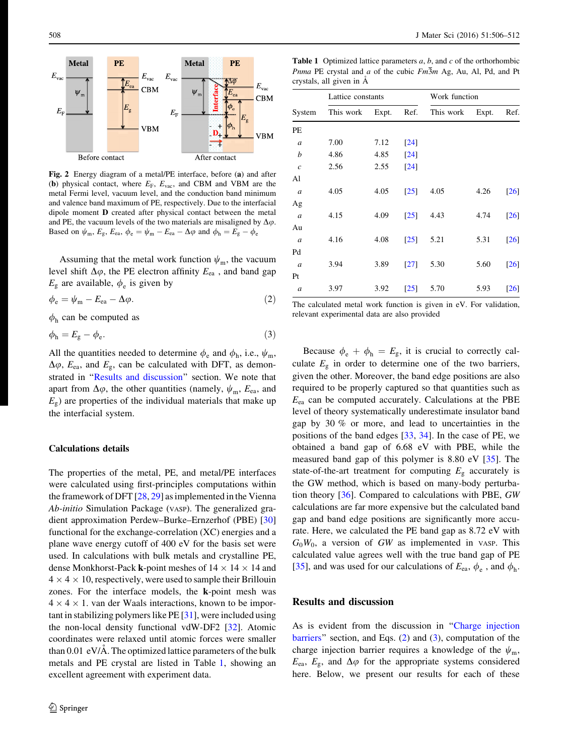Fig. 2 Energy diagram of a metal/PE interface, before (**a**) and after (**b**) physical contact, where $E_F$, $E_{vac}$, and CBM and VBM are the metal Fermi level, vacuum level, and the conduction band minimum and valence band maximum of PE, respectively. Due to the interfacial dipole moment **D** created after physical contact between the metal and PE, the vacuum levels of the two materials are misaligned by $\Delta\varphi$. Based on $\psi_m$, $E_g$, $E_{ea}$, $\phi_e = \psi_m - E_{ea} - \Delta\varphi$ and $\phi_h = E_g - \phi_e$

Assuming that the metal work function $\psi_m$, the vacuum level shift $\Delta\varphi$, the PE electron affinity $E_{ea}$ , and band gap $E_g$ are available, $\phi_e$ is given by

$$\phi_e = \psi_m - E_{ea} - \Delta\varphi. \quad (2)$$

$\phi_h$ can be computed as

$$\phi_h = E_g - \phi_e. \quad (3)$$

All the quantities needed to determine $\phi_e$ and $\phi_h$, i.e., $\psi_m$, $\Delta\varphi$, $E_{ea}$, and $E_g$, can be calculated with DFT, as demonstrated in "Results and discussion" section. We note that apart from $\Delta\varphi$, the other quantities (namely, $\psi_m$, $E_{ea}$, and $E_g$) are properties of the individual materials that make up the interfacial system.

## Calculations details

The properties of the metal, PE, and metal/PE interfaces were calculated using first-principles computations within the framework of DFT [28, 29] as implemented in the Vienna *Ab-initio* Simulation Package (VASP). The generalized gradient approximation Perdew–Burke–Ernzerhof (PBE) [30] functional for the exchange-correlation (XC) energies and a plane wave energy cutoff of 400 eV for the basis set were used. In calculations with bulk metals and crystalline PE, dense Monkhorst-Pack **k**-point meshes of $14 \times 14 \times 14$ and $4 \times 4 \times 10$, respectively, were used to sample their Brillouin zones. For the interface models, the **k**-point mesh was $4 \times 4 \times 1$. van der Waals interactions, known to be important in stabilizing polymers like PE [31], were included using the non-local density functional vdW-DF2 [32]. Atomic coordinates were relaxed until atomic forces were smaller than 0.01 eV/Å. The optimized lattice parameters of the bulk metals and PE crystal are listed in Table 1, showing an excellent agreement with experiment data.

**Table 1** Optimized lattice parameters *a*, *b*, and *c* of the orthorhombic *Pnma* PE crystal and *a* of the cubic $Fm\bar{3}m$ Ag, Au, Al, Pd, and Pt crystals, all given in Å

| | Lattice constants | | | Work function | | |
|---|---|---|---|---|---|---|
| System | This work | Expt. | Ref. | This work | Expt. | Ref. |
| PE | | | | | | |
| *a* | 7.00 | 7.12 | [24] | | | |
| *b* | 4.86 | 4.85 | [24] | | | |
| *c* | 2.56 | 2.55 | [24] | | | |
| Al | | | | | | |
| *a* | 4.05 | 4.05 | [25] | 4.05 | 4.26 | [26] |
| Ag | | | | | | |
| *a* | 4.15 | 4.09 | [25] | 4.43 | 4.74 | [26] |
| Au | | | | | | |
| *a* | 4.16 | 4.08 | [25] | 5.21 | 5.31 | [26] |
| Pd | | | | | | |
| *a* | 3.94 | 3.89 | [27] | 5.30 | 5.60 | [26] |
| Pt | | | | | | |
| *a* | 3.97 | 3.92 | [25] | 5.70 | 5.93 | [26] |

The calculated metal work function is given in eV. For validation, relevant experimental data are also provided

Because $\phi_e + \phi_h = E_g$, it is crucial to correctly calculate $E_g$ in order to determine one of the two barriers, given the other. Moreover, the band edge positions are also required to be properly captured so that quantities such as $E_{ea}$ can be computed accurately. Calculations at the PBE level of theory systematically underestimate insulator band gap by 30 % or more, and lead to uncertainties in the positions of the band edges [33, 34]. In the case of PE, we obtained a band gap of 6.68 eV with PBE, while the measured band gap of this polymer is 8.80 eV [35]. The state-of-the-art treatment for computing $E_g$ accurately is the GW method, which is based on many-body perturbation theory [36]. Compared to calculations with PBE, *GW* calculations are far more expensive but the calculated band gap and band edge positions are significantly more accurate. Here, we calculated the PE band gap as 8.72 eV with $G_0W_0$, a version of *GW* as implemented in VASP. This calculated value agrees well with the true band gap of PE [35], and was used for our calculations of $E_{ea}$, $\phi_e$ , and $\phi_h$.

## Results and discussion

As is evident from the discussion in "Charge injection barriers" section, and Eqs. (2) and (3), computation of the charge injection barrier requires a knowledge of the $\psi_m$, $E_{ea}$, $E_g$, and $\Delta\varphi$ for the appropriate systems considered here. Below, we present our results for each of these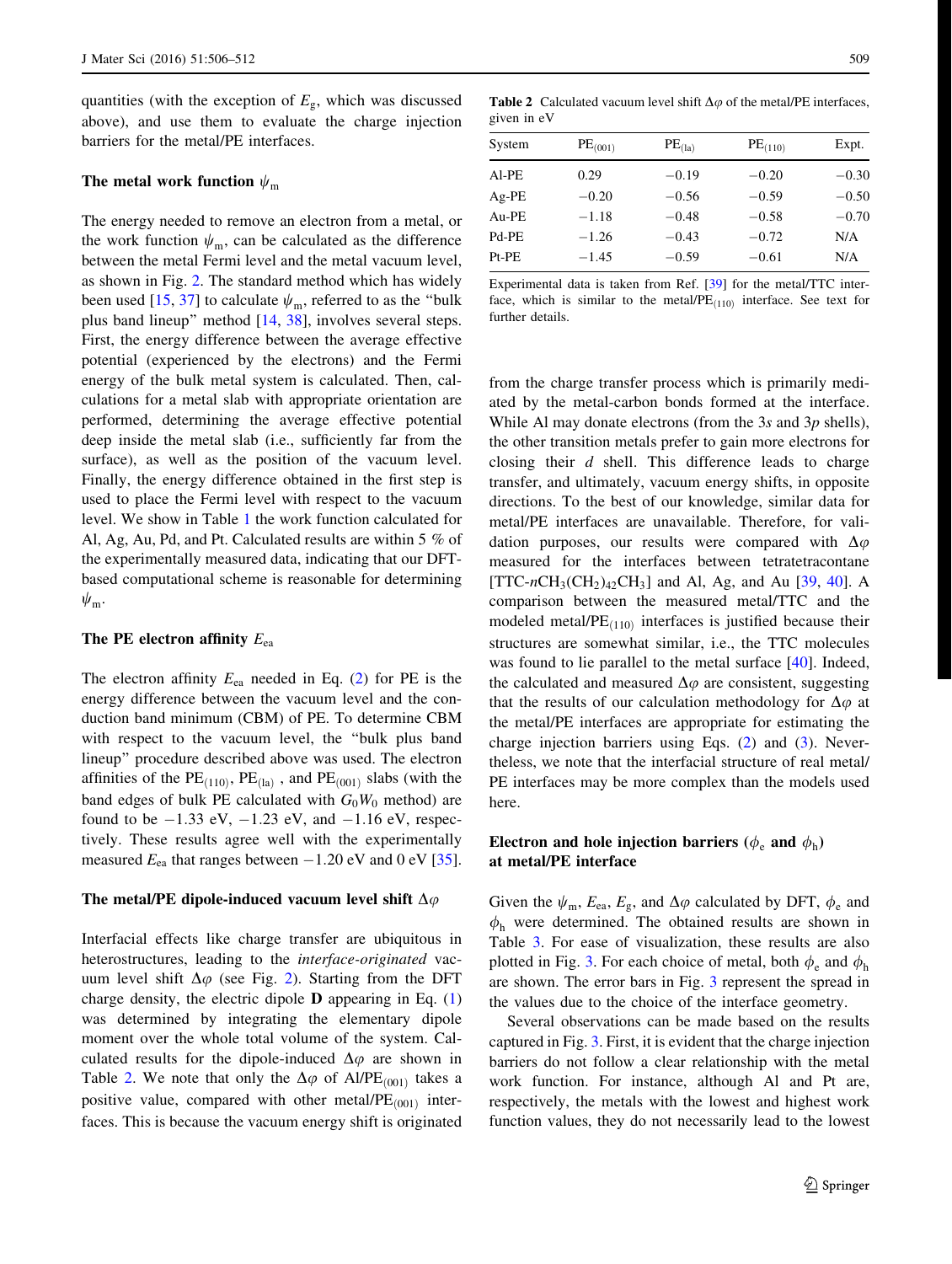quantities (with the exception of $E_g$, which was discussed above), and use them to evaluate the charge injection barriers for the metal/PE interfaces.

### The metal work function $\psi_m$

The energy needed to remove an electron from a metal, or the work function $\psi_m$, can be calculated as the difference between the metal Fermi level and the metal vacuum level, as shown in Fig. 2. The standard method which has widely been used [15, 37] to calculate $\psi_m$, referred to as the "bulk plus band lineup" method [14, 38], involves several steps. First, the energy difference between the average effective potential (experienced by the electrons) and the Fermi energy of the bulk metal system is calculated. Then, calculations for a metal slab with appropriate orientation are performed, determining the average effective potential deep inside the metal slab (i.e., sufficiently far from the surface), as well as the position of the vacuum level. Finally, the energy difference obtained in the first step is used to place the Fermi level with respect to the vacuum level. We show in Table 1 the work function calculated for Al, Ag, Au, Pd, and Pt. Calculated results are within 5 % of the experimentally measured data, indicating that our DFT-based computational scheme is reasonable for determining $\psi_m$.

### The PE electron affinity $E_{ea}$

The electron affinity $E_{ea}$ needed in Eq. (2) for PE is the energy difference between the vacuum level and the conduction band minimum (CBM) of PE. To determine CBM with respect to the vacuum level, the "bulk plus band lineup" procedure described above was used. The electron affinities of the $PE_{(110)}$, $PE_{(la)}$ , and $PE_{(001)}$ slabs (with the band edges of bulk PE calculated with $G_0W_0$ method) are found to be −1.33 eV, −1.23 eV, and −1.16 eV, respectively. These results agree well with the experimentally measured $E_{ea}$ that ranges between −1.20 eV and 0 eV [35].

### The metal/PE dipole-induced vacuum level shift $\Delta\varphi$

Interfacial effects like charge transfer are ubiquitous in heterostructures, leading to the *interface-originated* vacuum level shift $\Delta\varphi$ (see Fig. 2). Starting from the DFT charge density, the electric dipole **D** appearing in Eq. (1) was determined by integrating the elementary dipole moment over the whole total volume of the system. Calculated results for the dipole-induced $\Delta\varphi$ are shown in Table 2. We note that only the $\Delta\varphi$ of Al/$PE_{(001)}$ takes a positive value, compared with other metal/$PE_{(001)}$ interfaces. This is because the vacuum energy shift is originated from the charge transfer process which is primarily mediated by the metal-carbon bonds formed at the interface. While Al may donate electrons (from the 3*s* and 3*p* shells), the other transition metals prefer to gain more electrons for closing their *d* shell. This difference leads to charge transfer, and ultimately, vacuum energy shifts, in opposite directions. To the best of our knowledge, similar data for metal/PE interfaces are unavailable. Therefore, for validation purposes, our results were compared with $\Delta\varphi$ measured for the interfaces between tetratetracontane [TTC-$n$$CH_3(CH_2)_{42}CH_3$] and Al, Ag, and Au [39, 40]. A comparison between the measured metal/TTC and the modeled metal/$PE_{(110)}$ interfaces is justified because their structures are somewhat similar, i.e., the TTC molecules was found to lie parallel to the metal surface [40]. Indeed, the calculated and measured $\Delta\varphi$ are consistent, suggesting that the results of our calculation methodology for $\Delta\varphi$ at the metal/PE interfaces are appropriate for estimating the charge injection barriers using Eqs. (2) and (3). Nevertheless, we note that the interfacial structure of real metal/PE interfaces may be more complex than the models used here.

**Table 2** Calculated vacuum level shift $\Delta\varphi$ of the metal/PE interfaces, given in eV

| System | $PE_{(001)}$ | $PE_{(la)}$ | $PE_{(110)}$ | Expt. |
|---|---|---|---|---|
| Al-PE | 0.29 | −0.19 | −0.20 | −0.30 |
| Ag-PE | −0.20 | −0.56 | −0.59 | −0.50 |
| Au-PE | −1.18 | −0.48 | −0.58 | −0.70 |
| Pd-PE | −1.26 | −0.43 | −0.72 | N/A |
| Pt-PE | −1.45 | −0.59 | −0.61 | N/A |

Experimental data is taken from Ref. [39] for the metal/TTC interface, which is similar to the metal/$PE_{(110)}$ interface. See text for further details.

### Electron and hole injection barriers ($\phi_e$ and $\phi_h$) at metal/PE interface

Given the $\psi_m$, $E_{ea}$, $E_g$, and $\Delta\varphi$ calculated by DFT, $\phi_e$ and $\phi_h$ were determined. The obtained results are shown in Table 3. For ease of visualization, these results are also plotted in Fig. 3. For each choice of metal, both $\phi_e$ and $\phi_h$ are shown. The error bars in Fig. 3 represent the spread in the values due to the choice of the interface geometry.

Several observations can be made based on the results captured in Fig. 3. First, it is evident that the charge injection barriers do not follow a clear relationship with the metal work function. For instance, although Al and Pt are, respectively, the metals with the lowest and highest work function values, they do not necessarily lead to the lowest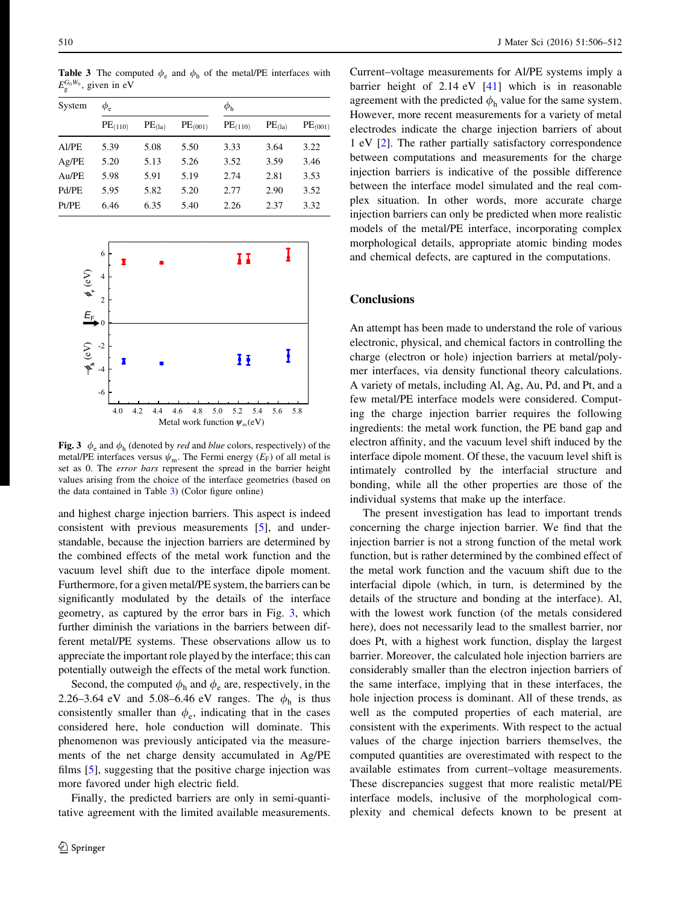**Table 3** The computed $\phi_e$ and $\phi_h$ of the metal/PE interfaces with $E_g^{G_0W_0}$, given in eV

| System | $\phi_e$ | | | $\phi_h$ | | |
|---|---|---|---|---|---|---|
| | $PE_{(110)}$ | $PE_{(la)}$ | $PE_{(001)}$ | $PE_{(110)}$ | $PE_{(la)}$ | $PE_{(001)}$ |
| Al/PE | 5.39 | 5.08 | 5.50 | 3.33 | 3.64 | 3.22 |
| Ag/PE | 5.20 | 5.13 | 5.26 | 3.52 | 3.59 | 3.46 |
| Au/PE | 5.98 | 5.91 | 5.19 | 2.74 | 2.81 | 3.53 |
| Pd/PE | 5.95 | 5.82 | 5.20 | 2.77 | 2.90 | 3.52 |
| Pt/PE | 6.46 | 6.35 | 5.40 | 2.26 | 2.37 | 3.32 |

$\phi_e$ (eV)

$E_F$

$-\phi_h$ (eV)

6
4
2
0
-2
-4
-6

4.0 4.2 4.4 4.6 4.8 5.0 5.2 5.4 5.6 5.8

Metal work function $\psi_m$ (eV)

**Fig. 3** $\phi_e$ and $\phi_h$ (denoted by *red* and *blue* colors, respectively) of the metal/PE interfaces versus $\psi_m$. The Fermi energy ($E_F$) of all metal is set as 0. The *error bars* represent the spread in the barrier height values arising from the choice of the interface geometries (based on the data contained in Table 3) (Color figure online)

and highest charge injection barriers. This aspect is indeed consistent with previous measurements [5], and understandable, because the injection barriers are determined by the combined effects of the metal work function and the vacuum level shift due to the interface dipole moment. Furthermore, for a given metal/PE system, the barriers can be significantly modulated by the details of the interface geometry, as captured by the error bars in Fig. 3, which further diminish the variations in the barriers between different metal/PE systems. These observations allow us to appreciate the important role played by the interface; this can potentially outweigh the effects of the metal work function.

Second, the computed $\phi_h$ and $\phi_e$ are, respectively, in the 2.26–3.64 eV and 5.08–6.46 eV ranges. The $\phi_h$ is thus consistently smaller than $\phi_e$, indicating that in the cases considered here, hole conduction will dominate. This phenomenon was previously anticipated via the measurements of the net charge density accumulated in Ag/PE films [5], suggesting that the positive charge injection was more favored under high electric field.

Finally, the predicted barriers are only in semi-quantitative agreement with the limited available measurements. Current–voltage measurements for Al/PE systems imply a barrier height of 2.14 eV [41] which is in reasonable agreement with the predicted $\phi_h$ value for the same system. However, more recent measurements for a variety of metal electrodes indicate the charge injection barriers of about 1 eV [2]. The rather partially satisfactory correspondence between computations and measurements for the charge injection barriers is indicative of the possible difference between the interface model simulated and the real complex situation. In other words, more accurate charge injection barriers can only be predicted when more realistic models of the metal/PE interface, incorporating complex morphological details, appropriate atomic binding modes and chemical defects, are captured in the computations.

## Conclusions

An attempt has been made to understand the role of various electronic, physical, and chemical factors in controlling the charge (electron or hole) injection barriers at metal/polymer interfaces, via density functional theory calculations. A variety of metals, including Al, Ag, Au, Pd, and Pt, and a few metal/PE interface models were considered. Computing the charge injection barrier requires the following ingredients: the metal work function, the PE band gap and electron affinity, and the vacuum level shift induced by the interface dipole moment. Of these, the vacuum level shift is intimately controlled by the interfacial structure and bonding, while all the other properties are those of the individual systems that make up the interface.

The present investigation has lead to important trends concerning the charge injection barrier. We find that the injection barrier is not a strong function of the metal work function, but is rather determined by the combined effect of the metal work function and the vacuum shift due to the interfacial dipole (which, in turn, is determined by the details of the structure and bonding at the interface). Al, with the lowest work function (of the metals considered here), does not necessarily lead to the smallest barrier, nor does Pt, with a highest work function, display the largest barrier. Moreover, the calculated hole injection barriers are considerably smaller than the electron injection barriers of the same interface, implying that in these interfaces, the hole injection process is dominant. All of these trends, as well as the computed properties of each material, are consistent with the experiments. With respect to the actual values of the charge injection barriers themselves, the computed quantities are overestimated with respect to the available estimates from current–voltage measurements. These discrepancies suggest that more realistic metal/PE interface models, inclusive of the morphological complexity and chemical defects known to be present at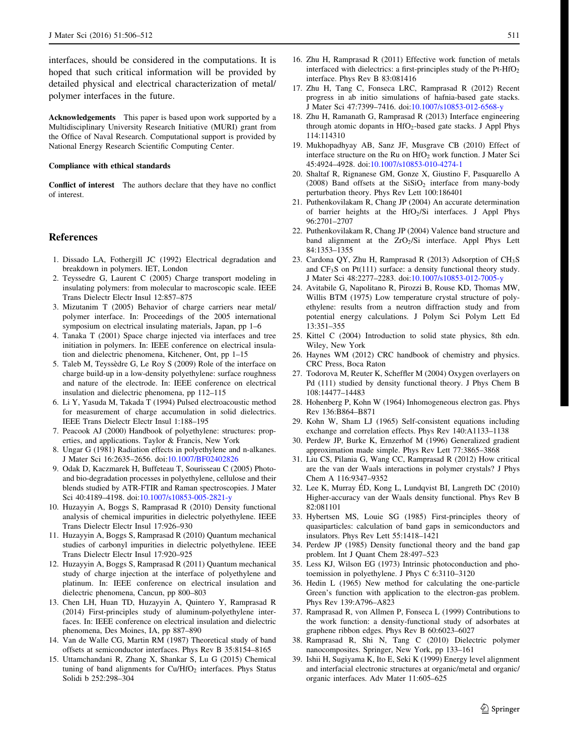interfaces, should be considered in the computations. It is hoped that such critical information will be provided by detailed physical and electrical characterization of metal/polymer interfaces in the future.

**Acknowledgements** This paper is based upon work supported by a Multidisciplinary University Research Initiative (MURI) grant from the Office of Naval Research. Computational support is provided by National Energy Research Scientific Computing Center.

**Compliance with ethical standards**

**Conflict of interest** The authors declare that they have no conflict of interest.

## References

1. Dissado LA, Fothergill JC (1992) Electrical degradation and breakdown in polymers. IET, London
2. Teyssedre G, Laurent C (2005) Charge transport modeling in insulating polymers: from molecular to macroscopic scale. IEEE Trans Dielectr Electr Insul 12:857–875
3. Mizutanim T (2005) Behavior of charge carriers near metal/polymer interface. In: Proceedings of the 2005 international symposium on electrical insulating materials, Japan, pp 1–6
4. Tanaka T (2001) Space charge injected via interfaces and tree initiation in polymers. In: IEEE conference on electrical insulation and dielectric phenomena, Kitchener, Ont, pp 1–15
5. Taleb M, Teyssèdre G, Le Roy S (2009) Role of the interface on charge build-up in a low-density polyethylene: surface roughness and nature of the electrode. In: IEEE conference on electrical insulation and dielectric phenomena, pp 112–115
6. Li Y, Yasuda M, Takada T (1994) Pulsed electroacoustic method for measurement of charge accumulation in solid dielectrics. IEEE Trans Dielectr Electr Insul 1:188–195
7. Peacook AJ (2000) Handbook of polyethylene: structures: properties, and applications. Taylor & Francis, New York
8. Ungar G (1981) Radiation effects in polyethylene and n-alkanes. J Mater Sci 16:2635–2656. doi:10.1007/BF02402826
9. Odak D, Kaczmarek H, Buffeteau T, Sourisseau C (2005) Photo- and bio-degradation processes in polyethylene, cellulose and their blends studied by ATR-FTIR and Raman spectroscopies. J Mater Sci 40:4189–4198. doi:10.1007/s10853-005-2821-y
10. Huzayyin A, Boggs S, Ramprasad R (2010) Density functional analysis of chemical impurities in dielectric polyethylene. IEEE Trans Dielectr Electr Insul 17:926–930
11. Huzayyin A, Boggs S, Ramprasad R (2010) Quantum mechanical studies of carbonyl impurities in dielectric polyethylene. IEEE Trans Dielectr Electr Insul 17:920–925
12. Huzayyin A, Boggs S, Ramprasad R (2011) Quantum mechanical study of charge injection at the interface of polyethylene and platinum. In: IEEE conference on electrical insulation and dielectric phenomena, Cancun, pp 800–803
13. Chen LH, Huan TD, Huzayyin A, Quintero Y, Ramprasad R (2014) First-principles study of aluminum-polyethylene interfaces. In: IEEE conference on electrical insulation and dielectric phenomena, Des Moines, IA, pp 887–890
14. Van de Walle CG, Martin RM (1987) Theoretical study of band offsets at semiconductor interfaces. Phys Rev B 35:8154–8165
15. Uttamchandani R, Zhang X, Shankar S, Lu G (2015) Chemical tuning of band alignments for Cu/$HfO_2$ interfaces. Phys Status Solidi b 252:298–304
16. Zhu H, Ramprasad R (2011) Effective work function of metals interfaced with dielectrics: a first-principles study of the Pt-$HfO_2$ interface. Phys Rev B 83:081416
17. Zhu H, Tang C, Fonseca LRC, Ramprasad R (2012) Recent progress in ab initio simulations of hafnia-based gate stacks. J Mater Sci 47:7399–7416. doi:10.1007/s10853-012-6568-y
18. Zhu H, Ramanath G, Ramprasad R (2013) Interface engineering through atomic dopants in $HfO_2$-based gate stacks. J Appl Phys 114:114310
19. Mukhopadhyay AB, Sanz JF, Musgrave CB (2010) Effect of interface structure on the Ru on $HfO_2$ work function. J Mater Sci 45:4924–4928. doi:10.1007/s10853-010-4274-1
20. Shaltaf R, Rignanese GM, Gonze X, Giustino F, Pasquarello A (2008) Band offsets at the $SiSiO_2$ interface from many-body perturbation theory. Phys Rev Lett 100:186401
21. Puthenkovilakam R, Chang JP (2004) An accurate determination of barrier heights at the $HfO_2$/Si interfaces. J Appl Phys 96:2701–2707
22. Puthenkovilakam R, Chang JP (2004) Valence band structure and band alignment at the $ZrO_2$/Si interface. Appl Phys Lett 84:1353–1355
23. Cardona QY, Zhu H, Ramprasad R (2013) Adsorption of $CH_3S$ and $CF_3S$ on Pt(111) surface: a density functional theory study. J Mater Sci 48:2277–2283. doi:10.1007/s10853-012-7005-y
24. Avitabile G, Napolitano R, Pirozzi B, Rouse KD, Thomas MW, Willis BTM (1975) Low temperature crystal structure of polyethylene: results from a neutron diffraction study and from potential energy calculations. J Polym Sci Polym Lett Ed 13:351–355
25. Kittel C (2004) Introduction to solid state physics, 8th edn. Wiley, New York
26. Haynes WM (2012) CRC handbook of chemistry and physics. CRC Press, Boca Raton
27. Todorova M, Reuter K, Scheffler M (2004) Oxygen overlayers on Pd (111) studied by density functional theory. J Phys Chem B 108:14477–14483
28. Hohenberg P, Kohn W (1964) Inhomogeneous electron gas. Phys Rev 136:B864–B871
29. Kohn W, Sham LJ (1965) Self-consistent equations including exchange and correlation effects. Phys Rev 140:A1133–1138
30. Perdew JP, Burke K, Ernzerhof M (1996) Generalized gradient approximation made simple. Phys Rev Lett 77:3865–3868
31. Liu CS, Pilania G, Wang CC, Ramprasad R (2012) How critical are the van der Waals interactions in polymer crystals? J Phys Chem A 116:9347–9352
32. Lee K, Murray ÉD, Kong L, Lundqvist BI, Langreth DC (2010) Higher-accuracy van der Waals density functional. Phys Rev B 82:081101
33. Hybertsen MS, Louie SG (1985) First-principles theory of quasiparticles: calculation of band gaps in semiconductors and insulators. Phys Rev Lett 55:1418–1421
34. Perdew JP (1985) Density functional theory and the band gap problem. Int J Quant Chem 28:497–523
35. Less KJ, Wilson EG (1973) Intrinsic photoconduction and photoemission in polyethylene. J Phys C 6:3110–3120
36. Hedin L (1965) New method for calculating the one-particle Green's function with application to the electron-gas problem. Phys Rev 139:A796–A823
37. Ramprasad R, von Allmen P, Fonseca L (1999) Contributions to the work function: a density-functional study of adsorbates at graphene ribbon edges. Phys Rev B 60:6023–6027
38. Ramprasad R, Shi N, Tang C (2010) Dielectric polymer nanocomposites. Springer, New York, pp 133–161
39. Ishii H, Sugiyama K, Ito E, Seki K (1999) Energy level alignment and interfacial electronic structures at organic/metal and organic/organic interfaces. Adv Mater 11:605–625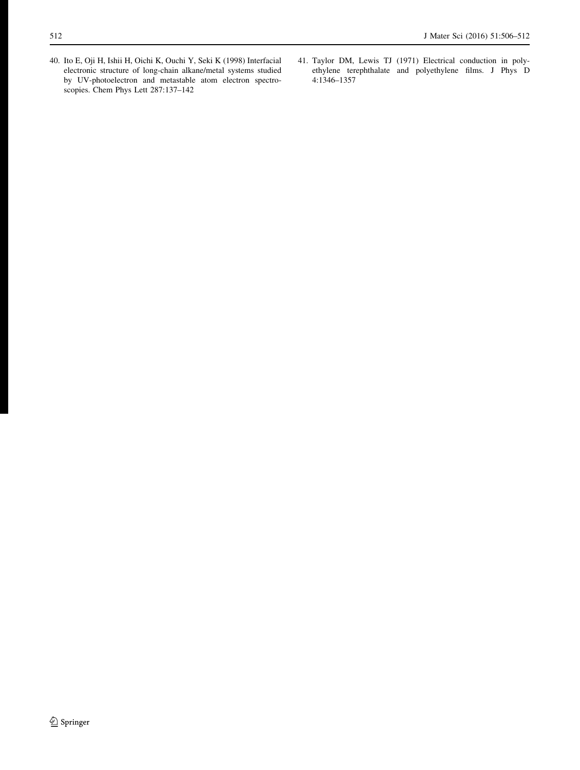40. Ito E, Oji H, Ishii H, Oichi K, Ouchi Y, Seki K (1998) Interfacial electronic structure of long-chain alkane/metal systems studied by UV-photoelectron and metastable atom electron spectroscopies. Chem Phys Lett 287:137–142

41. Taylor DM, Lewis TJ (1971) Electrical conduction in polyethylene terephthalate and polyethylene films. J Phys D 4:1346–1357